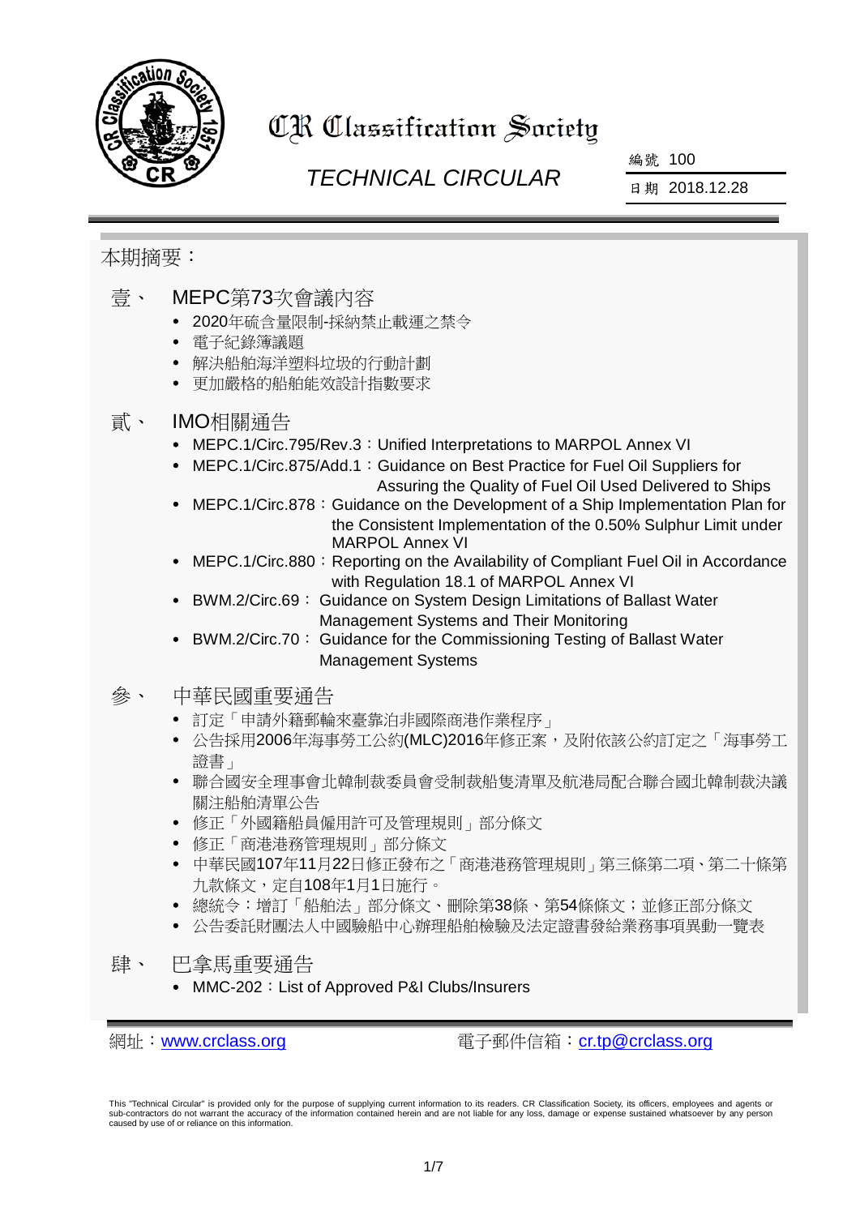# CR Classification Society

## *TECHNICAL CIRCULAR*

編號 100

日期 2018.12.28

本期摘要：

壹、 MEPC第73次會議內容

- 2020年硫含量限制-採納禁止載運之禁令
- 電子紀錄簿議題
- 解決船舶海洋塑料垃圾的行動計劃
- 更加嚴格的船舶能效設計指數要求

貳、 IMO相關通告

- MEPC.1/Circ.795/Rev.3：Unified Interpretations to MARPOL Annex VI
- MEPC.1/Circ.875/Add.1：Guidance on Best Practice for Fuel Oil Suppliers for Assuring the Quality of Fuel Oil Used Delivered to Ships
- MEPC.1/Circ.878：Guidance on the Development of a Ship Implementation Plan for the Consistent Implementation of the 0.50% Sulphur Limit under MARPOL Annex VI
- MEPC.1/Circ.880：Reporting on the Availability of Compliant Fuel Oil in Accordance with Regulation 18.1 of MARPOL Annex VI
- BWM.2/Circ.69： Guidance on System Design Limitations of Ballast Water Management Systems and Their Monitoring
- BWM.2/Circ.70： Guidance for the Commissioning Testing of Ballast Water Management Systems

參、 中華民國重要通告

- 訂定「申請外籍郵輪來臺靠泊非國際商港作業程序」
- 公告採用2006年海事勞工公約(MLC)2016年修正案，及附依該公約訂定之「海事勞工證書」
- 聯合國安全理事會北韓制裁委員會受制裁船隻清單及航港局配合聯合國北韓制裁決議關注船舶清單公告
- 修正「外國籍船員僱用許可及管理規則」部分條文
- 修正「商港港務管理規則」部分條文
- 中華民國107年11月22日修正發布之「商港港務管理規則」第三條第二項、第二十條第九款條文，定自108年1月1日施行。
- 總統令：增訂「船舶法」部分條文、刪除第38條、第54條條文；並修正部分條文
- 公告委託財團法人中國驗船中心辦理船舶檢驗及法定證書發給業務事項異動一覽表

肆、 巴拿馬重要通告

- MMC-202：List of Approved P&I Clubs/Insurers

網址：www.crclass.org　　　電子郵件信箱：cr.tp@crclass.org

This "Technical Circular" is provided only for the purpose of supplying current information to its readers. CR Classification Society, its officers, employees and agents or sub-contractors do not warrant the accuracy of the information contained herein and are not liable for any loss, damage or expense sustained whatsoever by any person caused by use of or reliance on this information.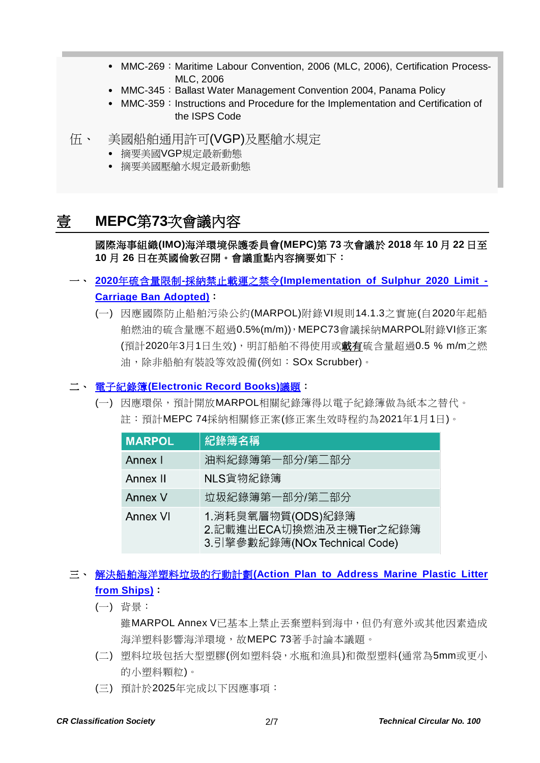- MMC-269：Maritime Labour Convention, 2006 (MLC, 2006), Certification Process-MLC, 2006
- MMC-345：Ballast Water Management Convention 2004, Panama Policy
- MMC-359：Instructions and Procedure for the Implementation and Certification of the ISPS Code

伍、 美國船舶通用許可(VGP)及壓艙水規定

- 摘要美國VGP規定最新動態
- 摘要美國壓艙水規定最新動態

# 壹 MEPC第73次會議內容

**國際海事組織(IMO)海洋環境保護委員會(MEPC)第 73 次會議於 2018 年 10 月 22 日至 10 月 26 日在英國倫敦召開。會議重點內容摘要如下：**

## 一、 2020年硫含量限制-採納禁止載運之禁令(Implementation of Sulphur 2020 Limit - Carriage Ban Adopted)：

(一) 因應國際防止船舶污染公約(MARPOL)附錄VI規則14.1.3之實施(自2020年起船舶燃油的硫含量應不超過0.5%(m/m))，MEPC73會議採納MARPOL附錄VI修正案(預計2020年3月1日生效)，明訂船舶不得使用或**載有**硫含量超過0.5 % m/m之燃油，除非船舶有裝設等效設備(例如：SOx Scrubber)。

## 二、 電子紀錄簿(Electronic Record Books)議題：

(一) 因應環保，預計開放MARPOL相關紀錄簿得以電子紀錄簿做為紙本之替代。
註：預計MEPC 74採納相關修正案(修正案生效時程約為2021年1月1日)。

| MARPOL | 紀錄簿名稱 |
|---|---|
| Annex I | 油料紀錄簿第一部分/第二部分 |
| Annex II | NLS貨物紀錄簿 |
| Annex V | 垃圾紀錄簿第一部分/第二部分 |
| Annex VI | 1.消耗臭氧層物質(ODS)紀錄簿<br>2.記載進出ECA切換燃油及主機Tier之紀錄簿<br>3.引擎參數紀錄簿(NOx Technical Code) |

## 三、 解決船舶海洋塑料垃圾的行動計劃(Action Plan to Address Marine Plastic Litter from Ships)：

(一) 背景：
雖MARPOL Annex V已基本上禁止丟棄塑料到海中，但仍有意外或其他因素造成海洋塑料影響海洋環境，故MEPC 73著手討論本議題。

(二) 塑料垃圾包括大型塑膠(例如塑料袋，水瓶和漁具)和微型塑料(通常為5mm或更小的小塑料顆粒)。

(三) 預計於2025年完成以下因應事項：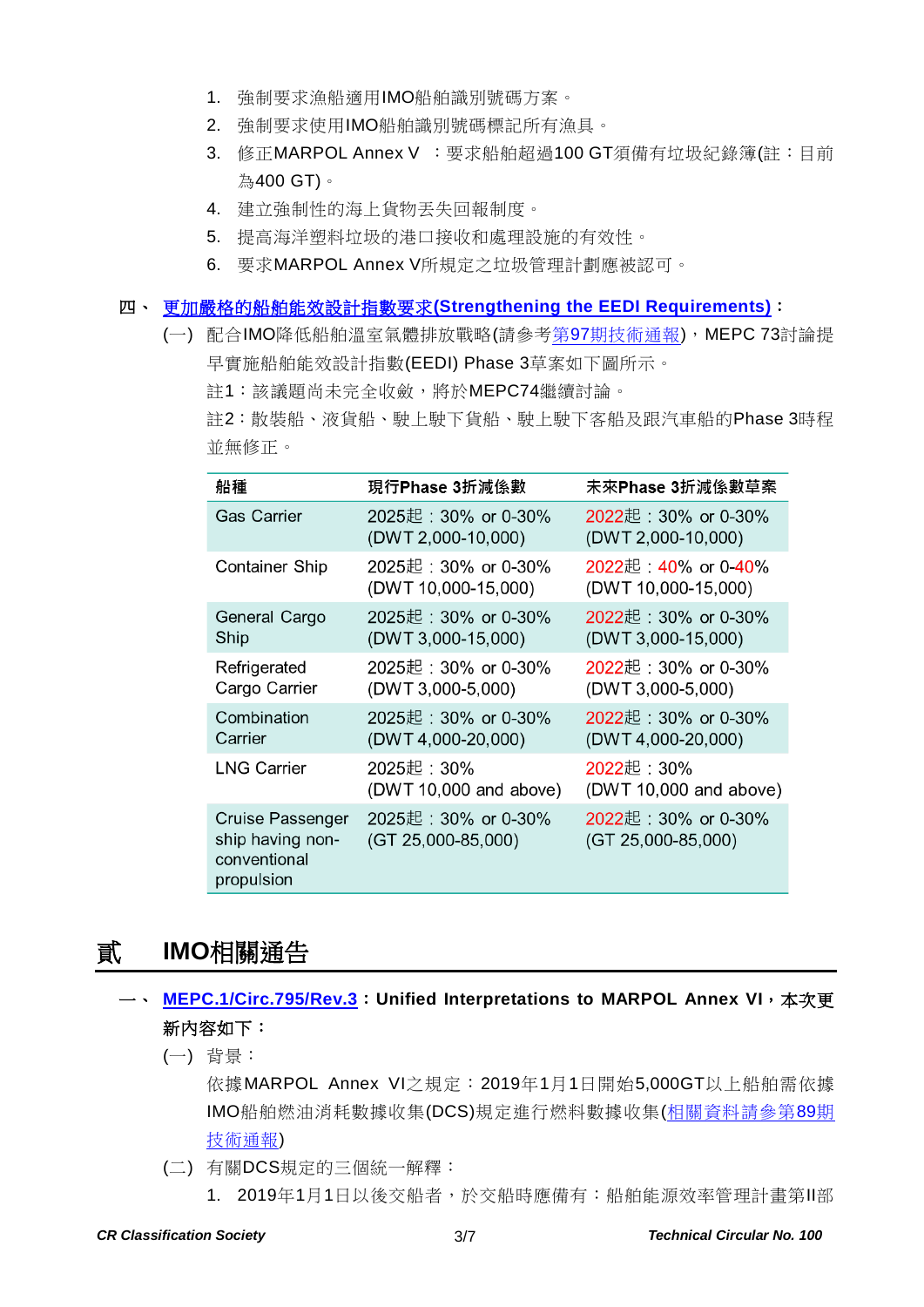1. 強制要求漁船適用IMO船舶識別號碼方案。
2. 強制要求使用IMO船舶識別號碼標記所有漁具。
3. 修正MARPOL Annex V ：要求船舶超過100 GT須備有垃圾紀錄簿(註：目前為400 GT)。
4. 建立強制性的海上貨物丟失回報制度。
5. 提高海洋塑料垃圾的港口接收和處理設施的有效性。
6. 要求MARPOL Annex V所規定之垃圾管理計劃應被認可。

**四、 更加嚴格的船舶能效設計指數要求(Strengthening the EEDI Requirements)：**

(一) 配合IMO降低船舶溫室氣體排放戰略(請參考第97期技術通報)，MEPC 73討論提早實施船舶能效設計指數(EEDI) Phase 3草案如下圖所示。

註1：該議題尚未完全收斂，將於MEPC74繼續討論。

註2：散裝船、液貨船、駛上駛下貨船、駛上駛下客船及跟汽車船的Phase 3時程並無修正。

| 船種 | 現行Phase 3折減係數 | 未來Phase 3折減係數草案 |
|---|---|---|
| Gas Carrier | 2025起：30% or 0-30% (DWT 2,000-10,000) | 2022起：30% or 0-30% (DWT 2,000-10,000) |
| Container Ship | 2025起：30% or 0-30% (DWT 10,000-15,000) | 2022起：40% or 0-40% (DWT 10,000-15,000) |
| General Cargo Ship | 2025起：30% or 0-30% (DWT 3,000-15,000) | 2022起：30% or 0-30% (DWT 3,000-15,000) |
| Refrigerated Cargo Carrier | 2025起：30% or 0-30% (DWT 3,000-5,000) | 2022起：30% or 0-30% (DWT 3,000-5,000) |
| Combination Carrier | 2025起：30% or 0-30% (DWT 4,000-20,000) | 2022起：30% or 0-30% (DWT 4,000-20,000) |
| LNG Carrier | 2025起：30% (DWT 10,000 and above) | 2022起：30% (DWT 10,000 and above) |
| Cruise Passenger ship having non-conventional propulsion | 2025起：30% or 0-30% (GT 25,000-85,000) | 2022起：30% or 0-30% (GT 25,000-85,000) |

# 貳 IMO相關通告

**一、 MEPC.1/Circ.795/Rev.3：Unified Interpretations to MARPOL Annex VI，本次更新內容如下：**

(一) 背景：

依據MARPOL Annex VI之規定：2019年1月1日開始5,000GT以上船舶需依據IMO船舶燃油消耗數據收集(DCS)規定進行燃料數據收集(相關資料請參第89期技術通報)

(二) 有關DCS規定的三個統一解釋：

1. 2019年1月1日以後交船者，於交船時應備有：船舶能源效率管理計畫第II部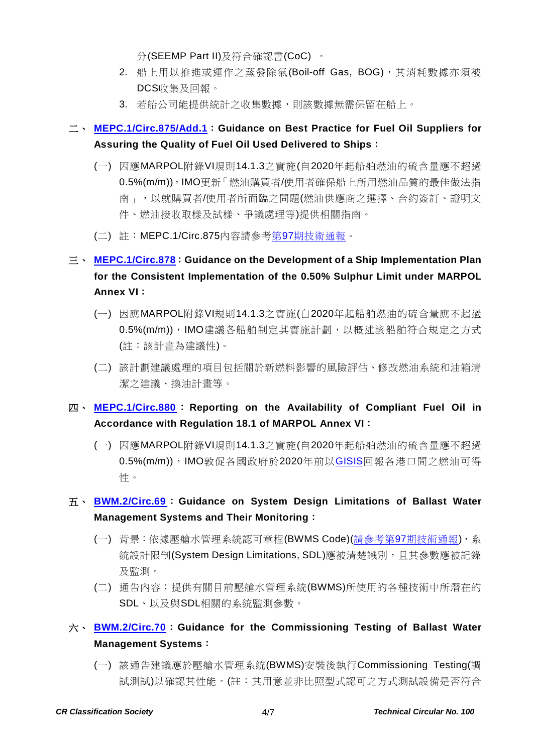分(SEEMP Part II)及符合確認書(CoC) 。

2. 船上用以推進或運作之蒸發除氣(Boil-off Gas, BOG)，其消耗數據亦須被DCS收集及回報。
3. 若船公司能提供統計之收集數據，則該數據無需保留在船上。

## 二、 **MEPC.1/Circ.875/Add.1：Guidance on Best Practice for Fuel Oil Suppliers for Assuring the Quality of Fuel Oil Used Delivered to Ships：**

(一) 因應MARPOL附錄VI規則14.1.3之實施(自2020年起船舶燃油的硫含量應不超過0.5%(m/m))，IMO更新「燃油購買者/使用者確保船上所用燃油品質的最佳做法指南」，以就購買者/使用者所面臨之問題(燃油供應商之選擇、合約簽訂、證明文件、燃油接收取樣及試樣、爭議處理等)提供相關指南。

(二) 註：MEPC.1/Circ.875內容請參考第97期技術通報。

## 三、 **MEPC.1/Circ.878：Guidance on the Development of a Ship Implementation Plan for the Consistent Implementation of the 0.50% Sulphur Limit under MARPOL Annex VI：**

(一) 因應MARPOL附錄VI規則14.1.3之實施(自2020年起船舶燃油的硫含量應不超過0.5%(m/m))，IMO建議各船舶制定其實施計劃，以概述該船舶符合規定之方式(註：該計畫為建議性)。

(二) 該計劃建議處理的項目包括關於新燃料影響的風險評估、修改燃油系統和油箱清潔之建議、換油計畫等。

## 四、 **MEPC.1/Circ.880：Reporting on the Availability of Compliant Fuel Oil in Accordance with Regulation 18.1 of MARPOL Annex VI：**

(一) 因應MARPOL附錄VI規則14.1.3之實施(自2020年起船舶燃油的硫含量應不超過0.5%(m/m))，IMO敦促各國政府於2020年前以GISIS回報各港口間之燃油可得性。

## 五、 **BWM.2/Circ.69：Guidance on System Design Limitations of Ballast Water Management Systems and Their Monitoring：**

(一) 背景：依據壓艙水管理系統認可章程(BWMS Code)(請參考第97期技術通報)，系統設計限制(System Design Limitations, SDL)應被清楚識別，且其參數應被記錄及監測。

(二) 通告內容：提供有關目前壓艙水管理系統(BWMS)所使用的各種技術中所潛在的SDL、以及與SDL相關的系統監測參數。

## 六、 **BWM.2/Circ.70：Guidance for the Commissioning Testing of Ballast Water Management Systems：**

(一) 該通告建議應於壓艙水管理系統(BWMS)安裝後執行Commissioning Testing(調試測試)以確認其性能。(註：其用意並非比照型式認可之方式測試設備是否符合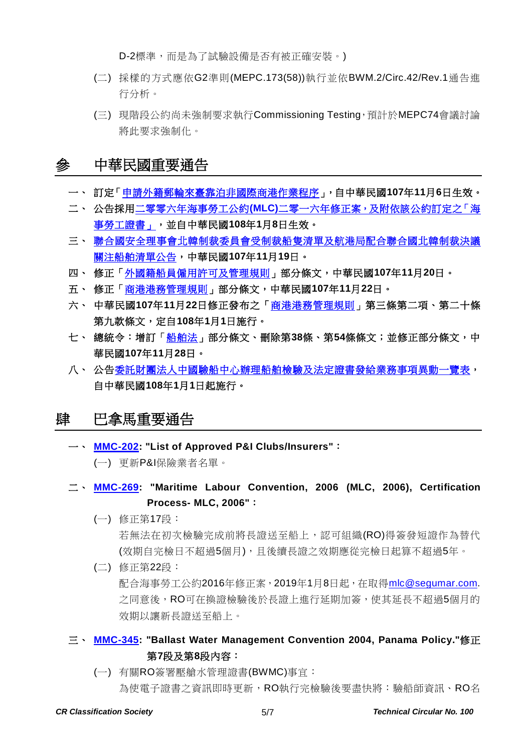D-2標準，而是為了試驗設備是否有被正確安裝。)

(二) 採樣的方式應依G2準則(MEPC.173(58))執行並依BWM.2/Circ.42/Rev.1通告進行分析。

(三) 現階段公約尚未強制要求執行Commissioning Testing，預計於MEPC74會議討論將此要求強制化。

# 參　中華民國重要通告

一、 **訂定「申請外籍郵輪來臺靠泊非國際商港作業程序」，自中華民國107年11月6日生效。**

二、 **公告採用二零零六年海事勞工公約(MLC)二零一六年修正案，及附依該公約訂定之「海事勞工證書」，並自中華民國108年1月8日生效。**

三、 **聯合國安全理事會北韓制裁委員會受制裁船隻清單及航港局配合聯合國北韓制裁決議關注船舶清單公告，中華民國107年11月19日。**

四、 **修正「外國籍船員僱用許可及管理規則」部分條文，中華民國107年11月20日。**

五、 **修正「商港港務管理規則」部分條文，中華民國107年11月22日。**

六、 **中華民國107年11月22日修正發布之「商港港務管理規則」第三條第二項、第二十條第九款條文，定自108年1月1日施行。**

七、 **總統令：增訂「船舶法」部分條文、刪除第38條、第54條條文；並修正部分條文，中華民國107年11月28日。**

八、 **公告委託財團法人中國驗船中心辦理船舶檢驗及法定證書發給業務事項異動一覽表，自中華民國108年1月1日起施行。**

# 肆　巴拿馬重要通告

一、 **MMC-202: "List of Approved P&I Clubs/Insurers"：**

(一) 更新P&I保險業者名單。

二、 **MMC-269: "Maritime Labour Convention, 2006 (MLC, 2006), Certification Process- MLC, 2006"：**

(一) 修正第17段：

若無法在初次檢驗完成前將長證送至船上，認可組織(RO)得簽發短證作為替代(效期自完檢日不超過5個月)，且後續長證之效期應從完檢日起算不超過5年。

(二) 修正第22段：

配合海事勞工公約2016年修正案，2019年1月8日起，在取得mlc@segumar.com.之同意後，RO可在換證檢驗後於長證上進行延期加簽，使其延長不超過5個月的效期以讓新長證送至船上。

三、 **MMC-345: "Ballast Water Management Convention 2004, Panama Policy."修正第7段及第8段內容：**

(一) 有關RO簽署壓艙水管理證書(BWMC)事宜：

為使電子證書之資訊即時更新，RO執行完檢驗後要盡快將：驗船師資訊、RO名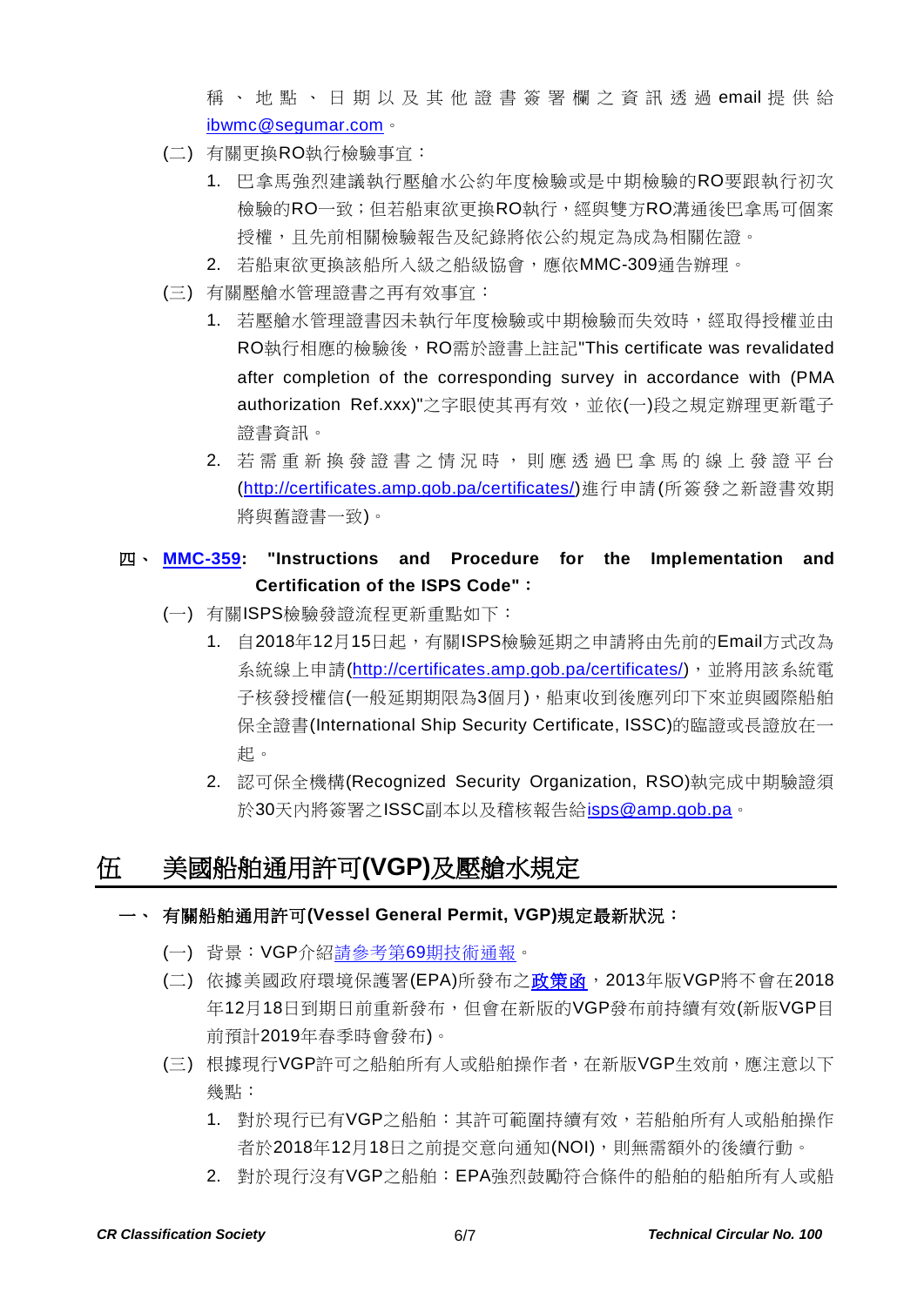稱、地點、日期以及其他證書簽署欄之資訊透過 email 提供給 ibwmc@segumar.com。

(二) 有關更換RO執行檢驗事宜：

1. 巴拿馬強烈建議執行壓艙水公約年度檢驗或是中期檢驗的RO要跟執行初次檢驗的RO一致；但若船東欲更換RO執行，經與雙方RO溝通後巴拿馬可個案授權，且先前相關檢驗報告及紀錄將依公約規定為成為相關佐證。
2. 若船東欲更換該船所入級之船級協會，應依MMC-309通告辦理。

(三) 有關壓艙水管理證書之再有效事宜：

1. 若壓艙水管理證書因未執行年度檢驗或中期檢驗而失效時，經取得授權並由RO執行相應的檢驗後，RO需於證書上註記"This certificate was revalidated after completion of the corresponding survey in accordance with (PMA authorization Ref.xxx)"之字眼使其再有效，並依(一)段之規定辦理更新電子證書資訊。
2. 若需重新換發證書之情況時，則應透過巴拿馬的線上發證平台(http://certificates.amp.gob.pa/certificates/)進行申請(所簽發之新證書效期將與舊證書一致)。

### 四、 **MMC-359: "Instructions and Procedure for the Implementation and Certification of the ISPS Code"：**

(一) 有關ISPS檢驗發證流程更新重點如下：

1. 自2018年12月15日起，有關ISPS檢驗延期之申請將由先前的Email方式改為系統線上申請(http://certificates.amp.gob.pa/certificates/)，並將用該系統電子核發授權信(一般延期期限為3個月)，船東收到後應列印下來並與國際船舶保全證書(International Ship Security Certificate, ISSC)的臨證或長證放在一起。
2. 認可保全機構(Recognized Security Organization, RSO)執完成中期驗證須於30天內將簽署之ISSC副本以及稽核報告給isps@amp.gob.pa。

# 伍 美國船舶通用許可(VGP)及壓艙水規定

### 一、 有關船舶通用許可(Vessel General Permit, VGP)規定最新狀況：

(一) 背景：VGP介紹請參考第69期技術通報。

(二) 依據美國政府環境保護署(EPA)所發布之政策函，2013年版VGP將不會在2018年12月18日到期日前重新發布，但會在新版的VGP發布前持續有效(新版VGP目前預計2019年春季時會發布)。

(三) 根據現行VGP許可之船舶所有人或船舶操作者，在新版VGP生效前，應注意以下幾點：

1. 對於現行已有VGP之船舶：其許可範圍持續有效，若船舶所有人或船舶操作者於2018年12月18日之前提交意向通知(NOI)，則無需額外的後續行動。
2. 對於現行沒有VGP之船舶：EPA強烈鼓勵符合條件的船舶的船舶所有人或船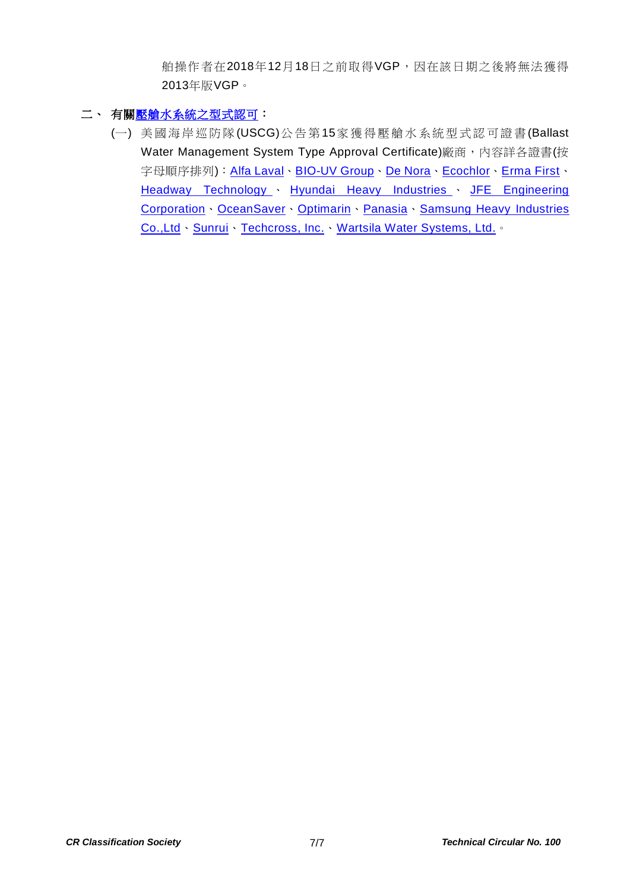舶操作者在2018年12月18日之前取得VGP，因在該日期之後將無法獲得2013年版VGP。

**二、 有關壓艙水系統之型式認可：**

(一) 美國海岸巡防隊(USCG)公告第15家獲得壓艙水系統型式認可證書(Ballast Water Management System Type Approval Certificate)廠商，內容詳各證書(按字母順序排列)：Alfa Laval、BIO-UV Group、De Nora、Ecochlor、Erma First、Headway Technology、Hyundai Heavy Industries、JFE Engineering Corporation、OceanSaver、Optimarin、Panasia、Samsung Heavy Industries Co.,Ltd、Sunrui、Techcross, Inc.、Wartsila Water Systems, Ltd.。